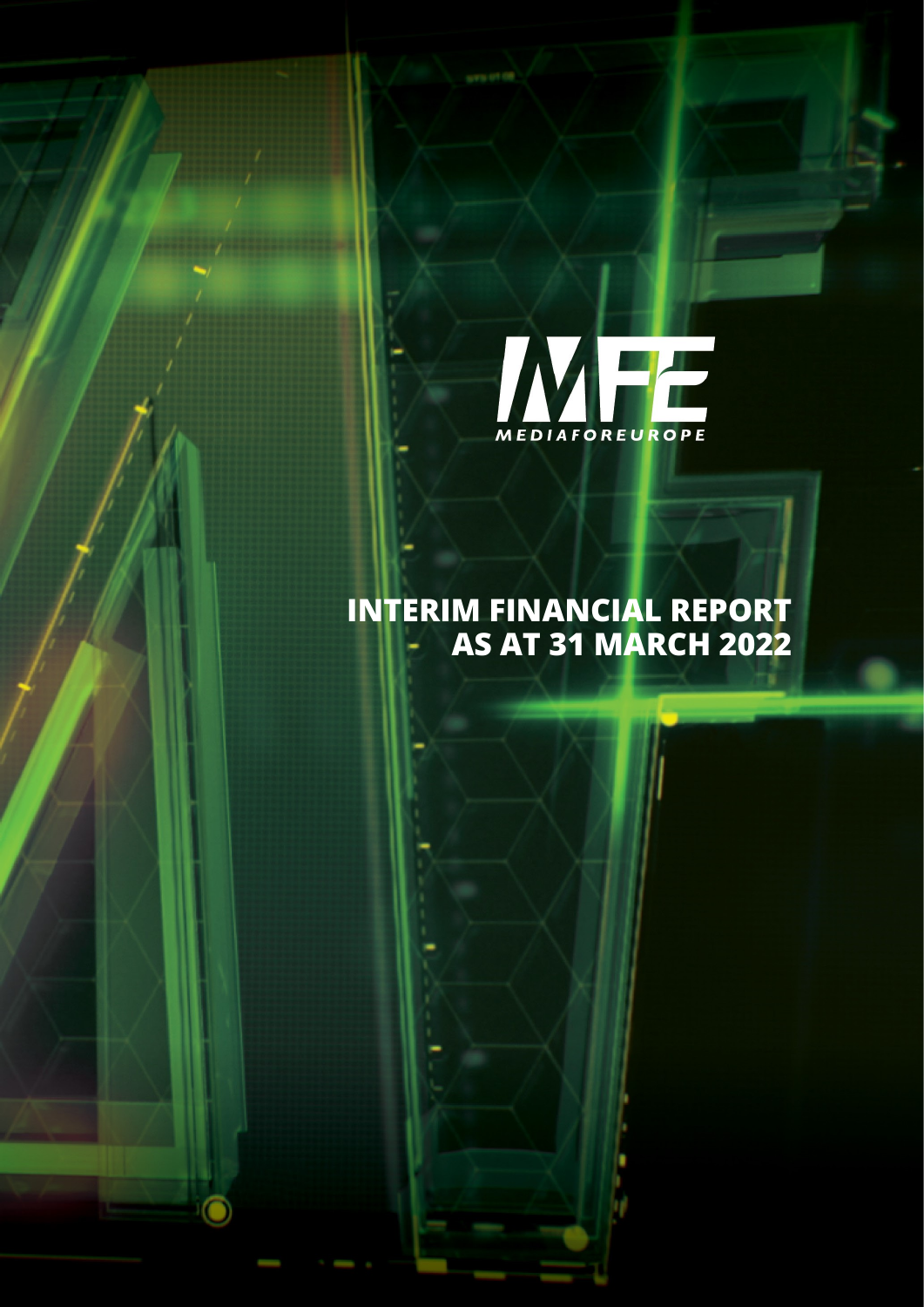MFE

MEDIAFOREUROPE

# INTERIM FINANCIAL REPORT AS AT 31 MARCH 2022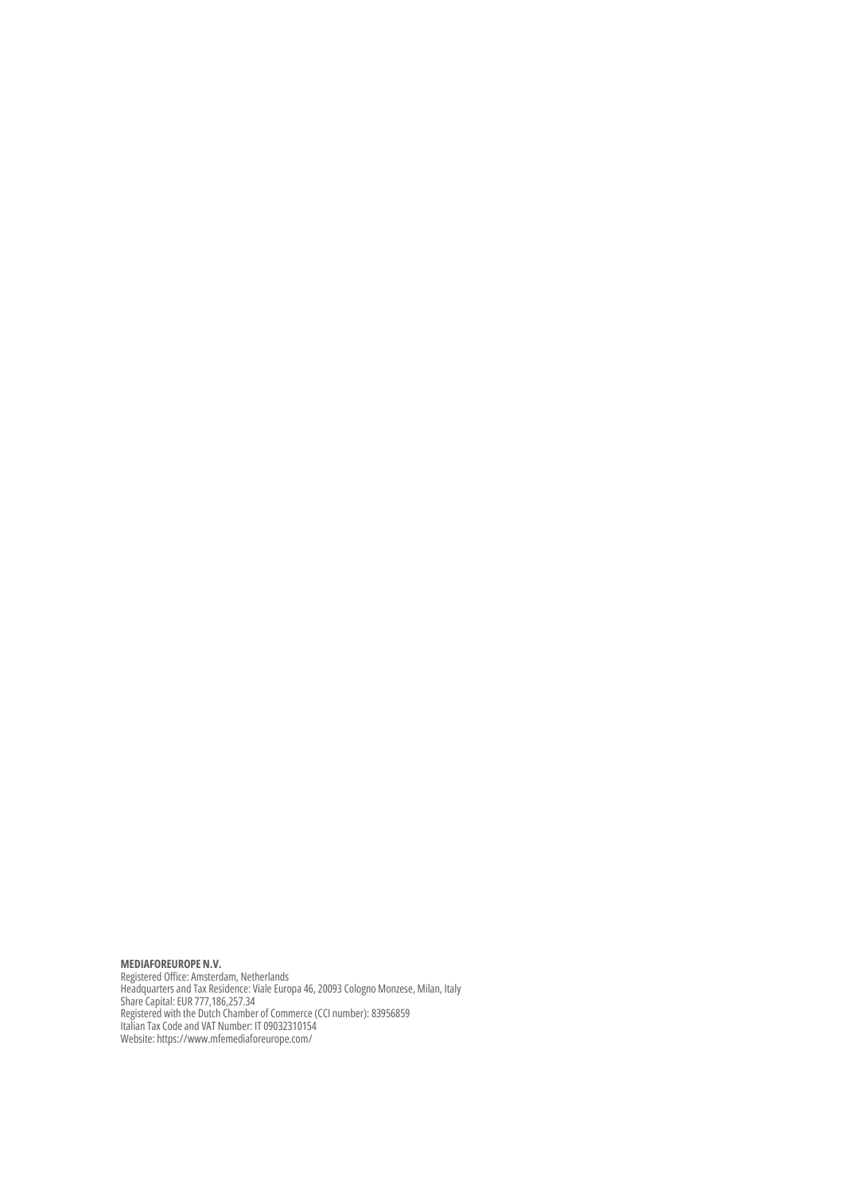**MEDIAFOREUROPE N.V.**
Registered Office: Amsterdam, Netherlands
Headquarters and Tax Residence: Viale Europa 46, 20093 Cologno Monzese, Milan, Italy
Share Capital: EUR 777,186,257.34
Registered with the Dutch Chamber of Commerce (CCI number): 83956859
Italian Tax Code and VAT Number: IT 09032310154
Website: https://www.mfemediaforeurope.com/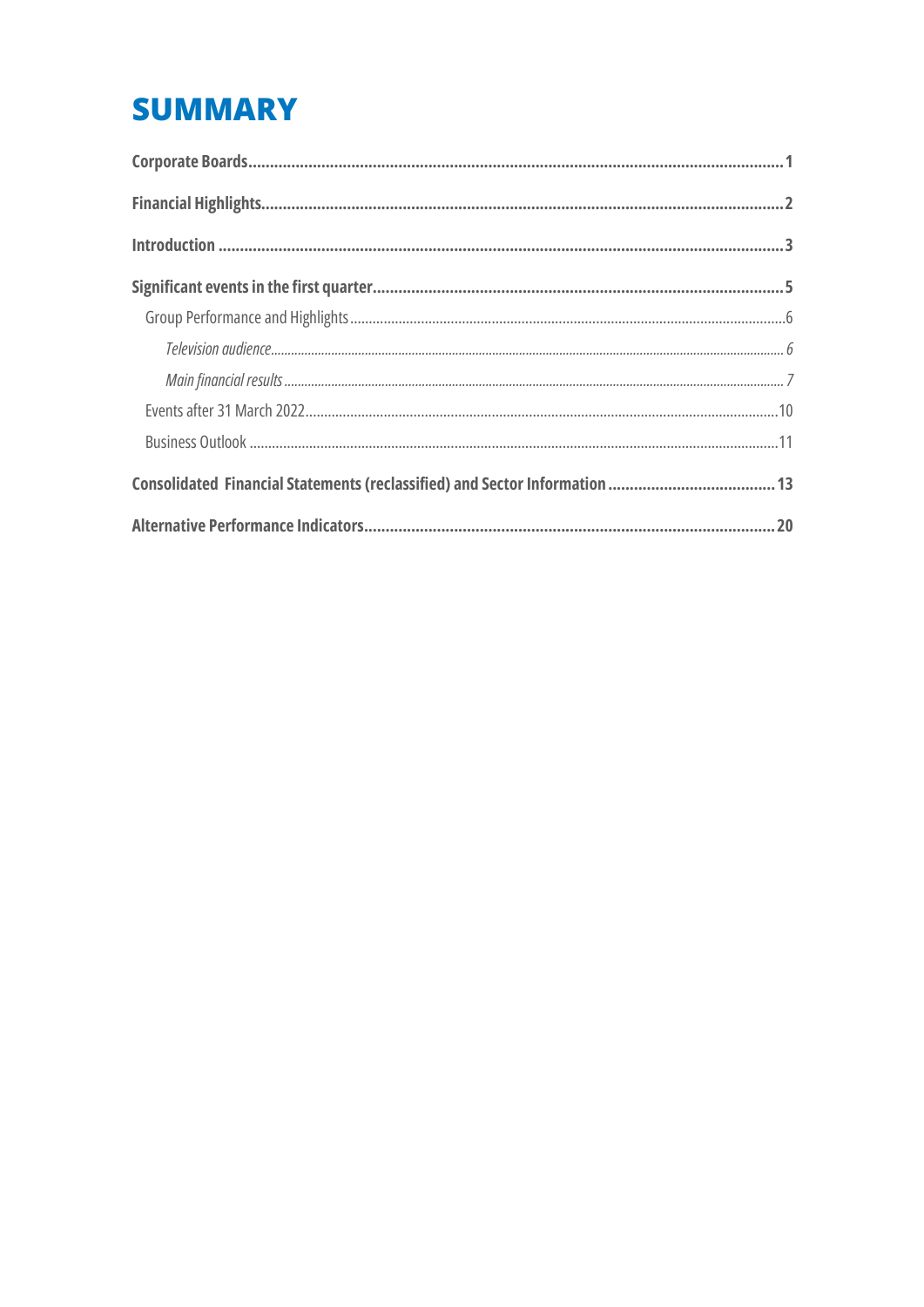# SUMMARY

**Corporate Boards** .......... **1**

**Financial Highlights** .......... **2**

**Introduction** .......... **3**

**Significant events in the first quarter** .......... **5**

- Group Performance and Highlights .......... 6
  - *Television audience* .......... *6*
  - *Main financial results* .......... *7*
- Events after 31 March 2022 .......... 10
- Business Outlook .......... 11

**Consolidated Financial Statements (reclassified) and Sector Information** .......... **13**

**Alternative Performance Indicators** .......... **20**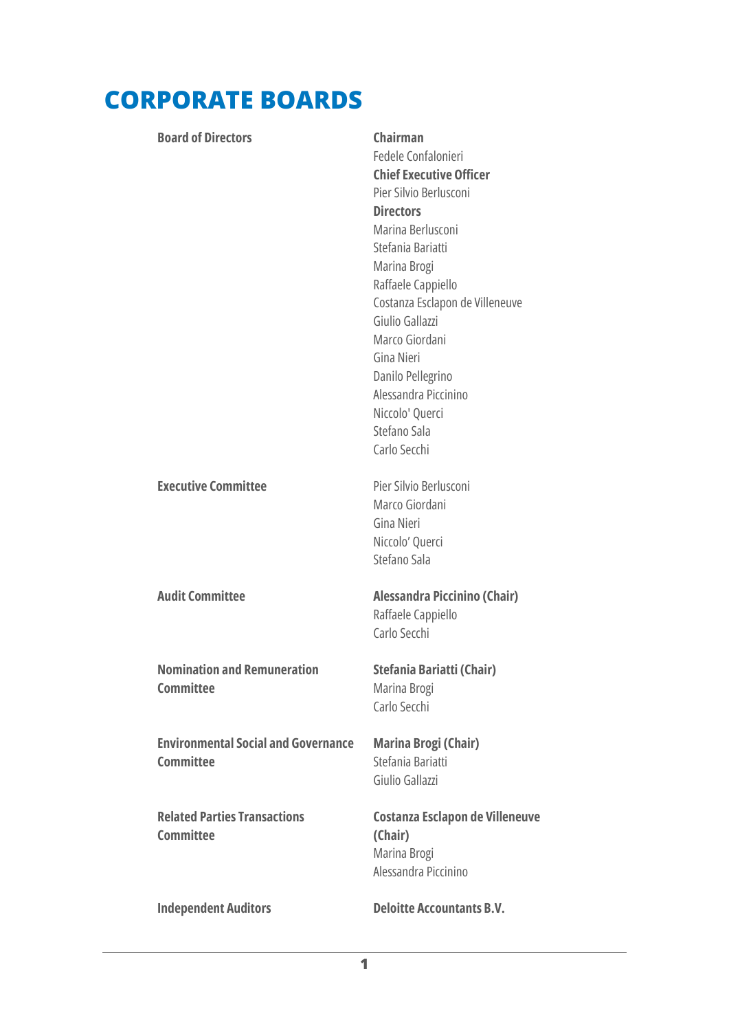# CORPORATE BOARDS

| | |
|---|---|
| **Board of Directors** | **Chairman**<br>Fedele Confalonieri<br>**Chief Executive Officer**<br>Pier Silvio Berlusconi<br>**Directors**<br>Marina Berlusconi<br>Stefania Bariatti<br>Marina Brogi<br>Raffaele Cappiello<br>Costanza Esclapon de Villeneuve<br>Giulio Gallazzi<br>Marco Giordani<br>Gina Nieri<br>Danilo Pellegrino<br>Alessandra Piccinino<br>Niccolo' Querci<br>Stefano Sala<br>Carlo Secchi |
| **Executive Committee** | Pier Silvio Berlusconi<br>Marco Giordani<br>Gina Nieri<br>Niccolo' Querci<br>Stefano Sala |
| **Audit Committee** | **Alessandra Piccinino (Chair)**<br>Raffaele Cappiello<br>Carlo Secchi |
| **Nomination and Remuneration Committee** | **Stefania Bariatti (Chair)**<br>Marina Brogi<br>Carlo Secchi |
| **Environmental Social and Governance Committee** | **Marina Brogi (Chair)**<br>Stefania Bariatti<br>Giulio Gallazzi |
| **Related Parties Transactions Committee** | **Costanza Esclapon de Villeneuve (Chair)**<br>Marina Brogi<br>Alessandra Piccinino |
| **Independent Auditors** | **Deloitte Accountants B.V.** |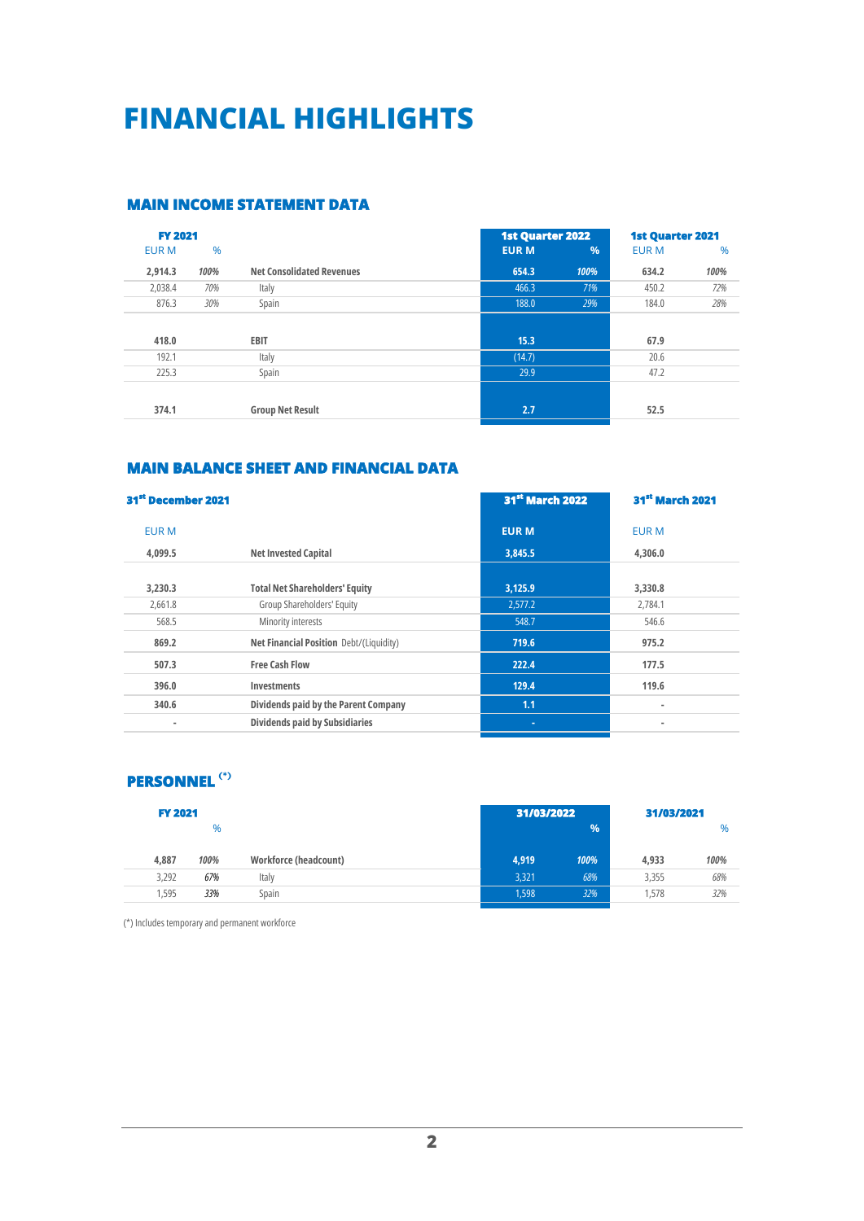# FINANCIAL HIGHLIGHTS

## MAIN INCOME STATEMENT DATA

| FY 2021 | | | 1st Quarter 2022 | | 1st Quarter 2021 | |
|---|---|---|---|---|---|---|
| EUR M | % | | EUR M | % | EUR M | % |
| **2,914.3** | *100%* | **Net Consolidated Revenues** | **654.3** | *100%* | **634.2** | *100%* |
| 2,038.4 | *70%* | Italy | 466.3 | *71%* | 450.2 | *72%* |
| 876.3 | *30%* | Spain | 188.0 | *29%* | 184.0 | *28%* |
| **418.0** | | **EBIT** | **15.3** | | **67.9** | |
| 192.1 | | Italy | (14.7) | | 20.6 | |
| 225.3 | | Spain | 29.9 | | 47.2 | |
| **374.1** | | **Group Net Result** | **2.7** | | **52.5** | |

## MAIN BALANCE SHEET AND FINANCIAL DATA

| 31st December 2021 | | 31st March 2022 | 31st March 2021 |
|---|---|---|---|
| EUR M | | EUR M | EUR M |
| **4,099.5** | **Net Invested Capital** | **3,845.5** | **4,306.0** |
| **3,230.3** | **Total Net Shareholders' Equity** | **3,125.9** | **3,330.8** |
| 2,661.8 | Group Shareholders' Equity | 2,577.2 | 2,784.1 |
| 568.5 | Minority interests | 548.7 | 546.6 |
| **869.2** | **Net Financial Position** Debt/(Liquidity) | **719.6** | **975.2** |
| **507.3** | **Free Cash Flow** | **222.4** | **177.5** |
| **396.0** | **Investments** | **129.4** | **119.6** |
| **340.6** | **Dividends paid by the Parent Company** | **1.1** | - |
| - | **Dividends paid by Subsidiaries** | - | - |

## PERSONNEL (*)

| FY 2021 | | | 31/03/2022 | | 31/03/2021 | |
|---|---|---|---|---|---|---|
| | % | | | % | | % |
| **4,887** | *100%* | **Workforce (headcount)** | **4,919** | *100%* | **4,933** | *100%* |
| 3,292 | *67%* | Italy | 3,321 | *68%* | 3,355 | *68%* |
| 1,595 | *33%* | Spain | 1,598 | *32%* | 1,578 | *32%* |

(*) Includes temporary and permanent workforce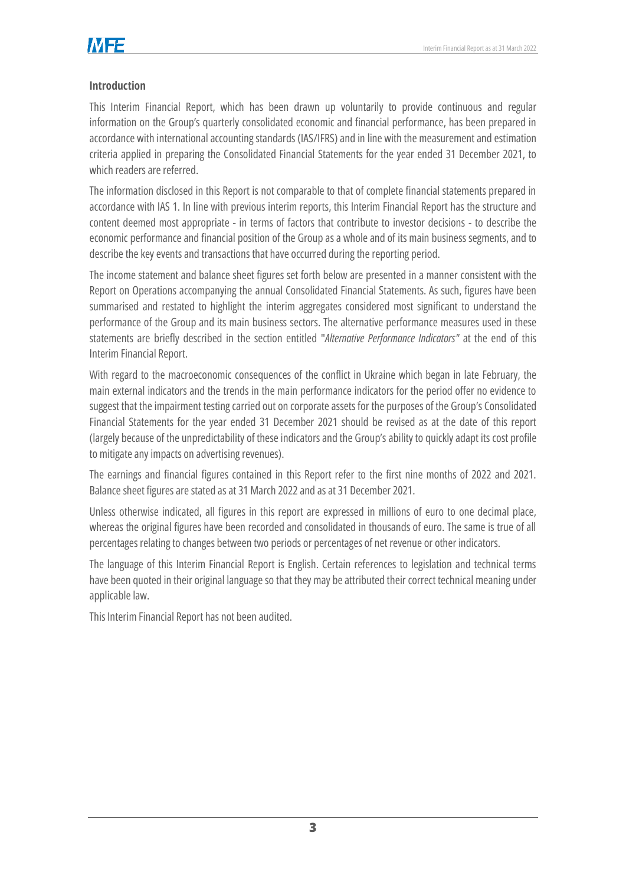**Introduction**

This Interim Financial Report, which has been drawn up voluntarily to provide continuous and regular information on the Group's quarterly consolidated economic and financial performance, has been prepared in accordance with international accounting standards (IAS/IFRS) and in line with the measurement and estimation criteria applied in preparing the Consolidated Financial Statements for the year ended 31 December 2021, to which readers are referred.

The information disclosed in this Report is not comparable to that of complete financial statements prepared in accordance with IAS 1. In line with previous interim reports, this Interim Financial Report has the structure and content deemed most appropriate - in terms of factors that contribute to investor decisions - to describe the economic performance and financial position of the Group as a whole and of its main business segments, and to describe the key events and transactions that have occurred during the reporting period.

The income statement and balance sheet figures set forth below are presented in a manner consistent with the Report on Operations accompanying the annual Consolidated Financial Statements. As such, figures have been summarised and restated to highlight the interim aggregates considered most significant to understand the performance of the Group and its main business sectors. The alternative performance measures used in these statements are briefly described in the section entitled "*Alternative Performance Indicators*" at the end of this Interim Financial Report.

With regard to the macroeconomic consequences of the conflict in Ukraine which began in late February, the main external indicators and the trends in the main performance indicators for the period offer no evidence to suggest that the impairment testing carried out on corporate assets for the purposes of the Group's Consolidated Financial Statements for the year ended 31 December 2021 should be revised as at the date of this report (largely because of the unpredictability of these indicators and the Group's ability to quickly adapt its cost profile to mitigate any impacts on advertising revenues).

The earnings and financial figures contained in this Report refer to the first nine months of 2022 and 2021. Balance sheet figures are stated as at 31 March 2022 and as at 31 December 2021.

Unless otherwise indicated, all figures in this report are expressed in millions of euro to one decimal place, whereas the original figures have been recorded and consolidated in thousands of euro. The same is true of all percentages relating to changes between two periods or percentages of net revenue or other indicators.

The language of this Interim Financial Report is English. Certain references to legislation and technical terms have been quoted in their original language so that they may be attributed their correct technical meaning under applicable law.

This Interim Financial Report has not been audited.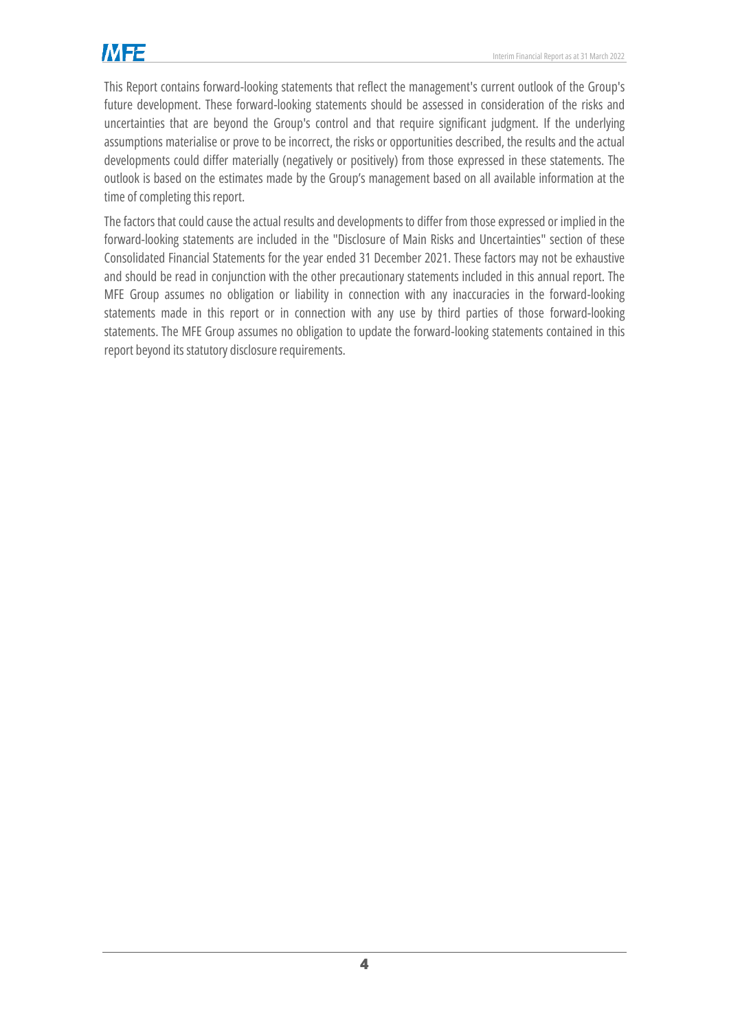This Report contains forward-looking statements that reflect the management's current outlook of the Group's future development. These forward-looking statements should be assessed in consideration of the risks and uncertainties that are beyond the Group's control and that require significant judgment. If the underlying assumptions materialise or prove to be incorrect, the risks or opportunities described, the results and the actual developments could differ materially (negatively or positively) from those expressed in these statements. The outlook is based on the estimates made by the Group's management based on all available information at the time of completing this report.

The factors that could cause the actual results and developments to differ from those expressed or implied in the forward-looking statements are included in the "Disclosure of Main Risks and Uncertainties" section of these Consolidated Financial Statements for the year ended 31 December 2021. These factors may not be exhaustive and should be read in conjunction with the other precautionary statements included in this annual report. The MFE Group assumes no obligation or liability in connection with any inaccuracies in the forward-looking statements made in this report or in connection with any use by third parties of those forward-looking statements. The MFE Group assumes no obligation to update the forward-looking statements contained in this report beyond its statutory disclosure requirements.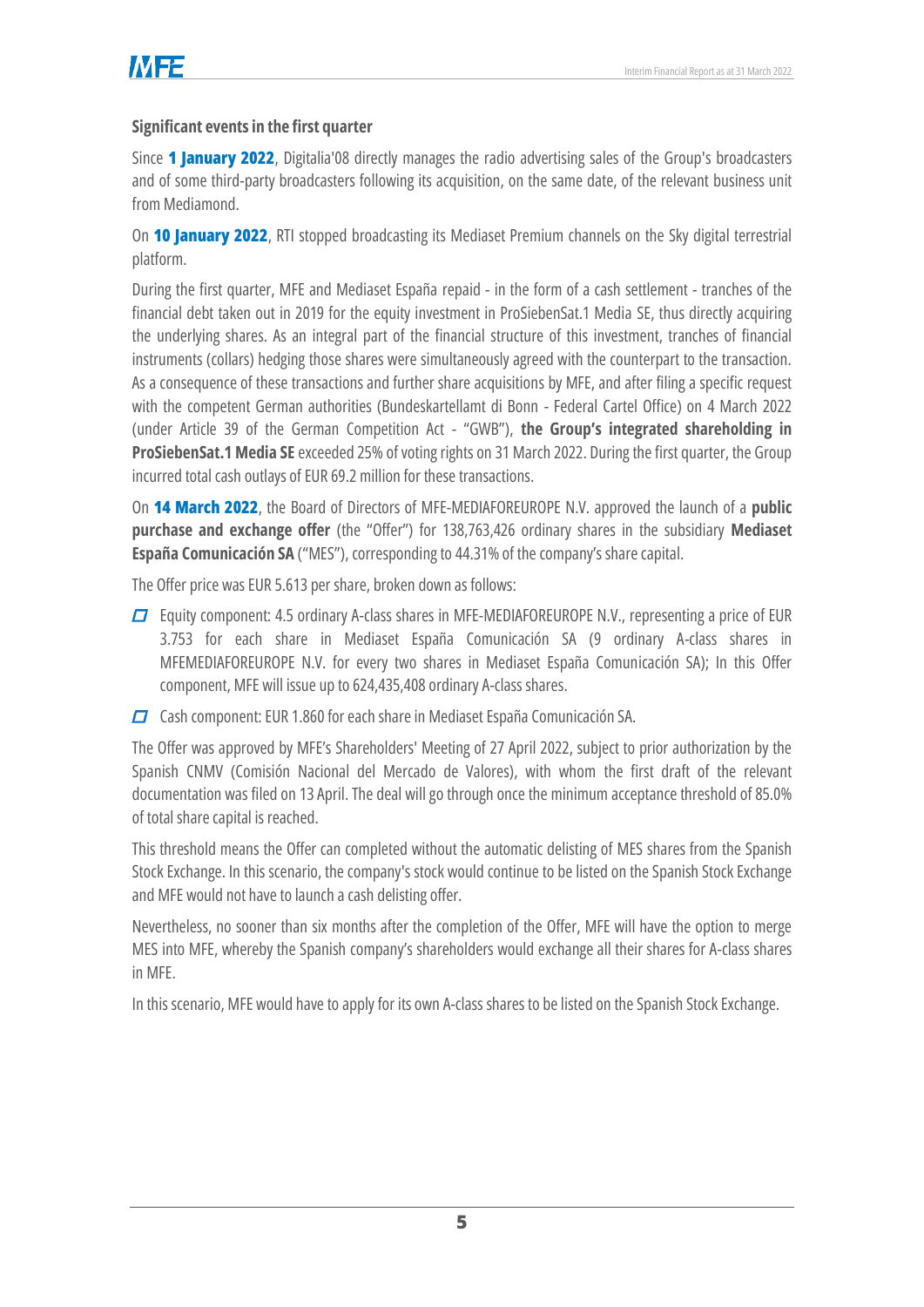**Significant events in the first quarter**

Since **1 January 2022**, Digitalia'08 directly manages the radio advertising sales of the Group's broadcasters and of some third-party broadcasters following its acquisition, on the same date, of the relevant business unit from Mediamond.

On **10 January 2022**, RTI stopped broadcasting its Mediaset Premium channels on the Sky digital terrestrial platform.

During the first quarter, MFE and Mediaset España repaid - in the form of a cash settlement - tranches of the financial debt taken out in 2019 for the equity investment in ProSiebenSat.1 Media SE, thus directly acquiring the underlying shares. As an integral part of the financial structure of this investment, tranches of financial instruments (collars) hedging those shares were simultaneously agreed with the counterpart to the transaction. As a consequence of these transactions and further share acquisitions by MFE, and after filing a specific request with the competent German authorities (Bundeskartellamt di Bonn - Federal Cartel Office) on 4 March 2022 (under Article 39 of the German Competition Act - "GWB"), **the Group's integrated shareholding in ProSiebenSat.1 Media SE** exceeded 25% of voting rights on 31 March 2022. During the first quarter, the Group incurred total cash outlays of EUR 69.2 million for these transactions.

On **14 March 2022**, the Board of Directors of MFE-MEDIAFOREUROPE N.V. approved the launch of a **public purchase and exchange offer** (the "Offer") for 138,763,426 ordinary shares in the subsidiary **Mediaset España Comunicación SA** ("MES"), corresponding to 44.31% of the company's share capital.

The Offer price was EUR 5.613 per share, broken down as follows:

- Equity component: 4.5 ordinary A-class shares in MFE-MEDIAFOREUROPE N.V., representing a price of EUR 3.753 for each share in Mediaset España Comunicación SA (9 ordinary A-class shares in MFEMEDIAFOREUROPE N.V. for every two shares in Mediaset España Comunicación SA); In this Offer component, MFE will issue up to 624,435,408 ordinary A-class shares.
- Cash component: EUR 1.860 for each share in Mediaset España Comunicación SA.

The Offer was approved by MFE's Shareholders' Meeting of 27 April 2022, subject to prior authorization by the Spanish CNMV (Comisión Nacional del Mercado de Valores), with whom the first draft of the relevant documentation was filed on 13 April. The deal will go through once the minimum acceptance threshold of 85.0% of total share capital is reached.

This threshold means the Offer can completed without the automatic delisting of MES shares from the Spanish Stock Exchange. In this scenario, the company's stock would continue to be listed on the Spanish Stock Exchange and MFE would not have to launch a cash delisting offer.

Nevertheless, no sooner than six months after the completion of the Offer, MFE will have the option to merge MES into MFE, whereby the Spanish company's shareholders would exchange all their shares for A-class shares in MFE.

In this scenario, MFE would have to apply for its own A-class shares to be listed on the Spanish Stock Exchange.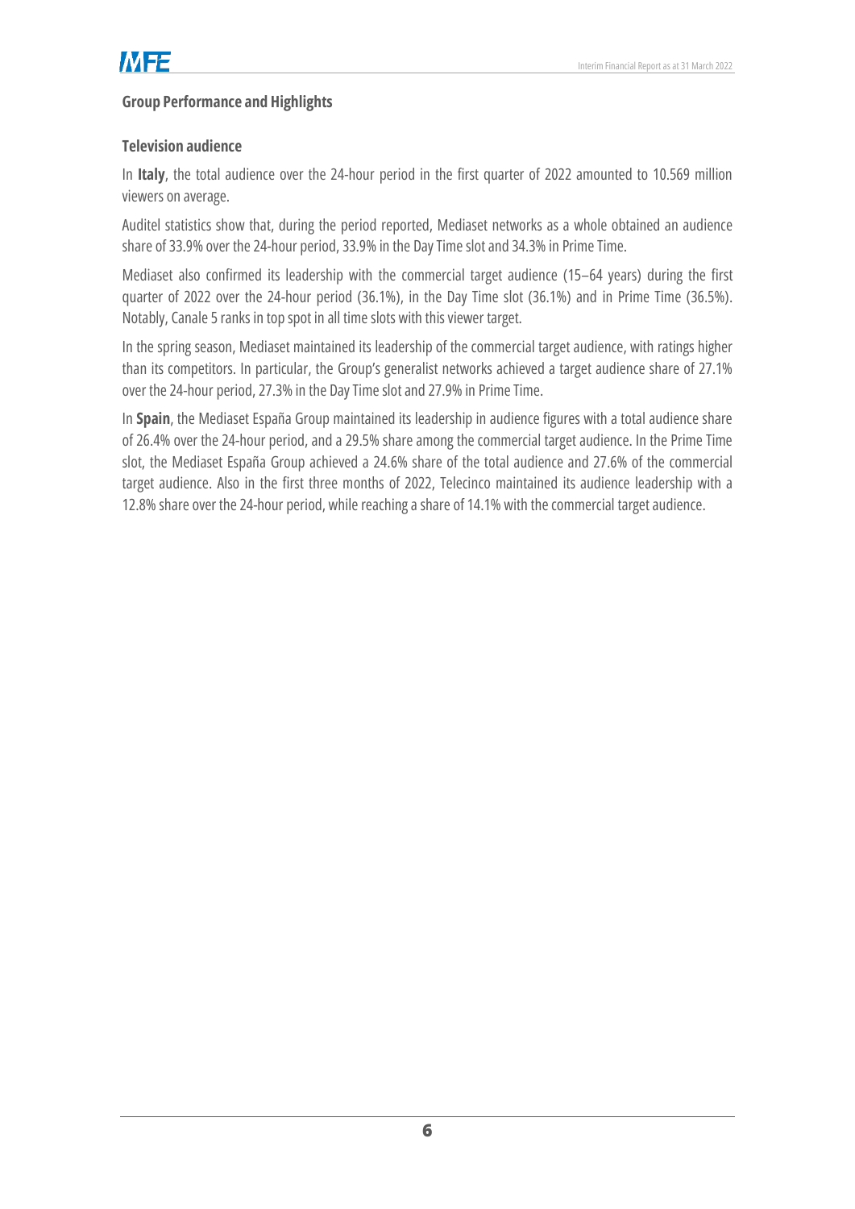## Group Performance and Highlights

### Television audience

In **Italy**, the total audience over the 24-hour period in the first quarter of 2022 amounted to 10.569 million viewers on average.

Auditel statistics show that, during the period reported, Mediaset networks as a whole obtained an audience share of 33.9% over the 24-hour period, 33.9% in the Day Time slot and 34.3% in Prime Time.

Mediaset also confirmed its leadership with the commercial target audience (15–64 years) during the first quarter of 2022 over the 24-hour period (36.1%), in the Day Time slot (36.1%) and in Prime Time (36.5%). Notably, Canale 5 ranks in top spot in all time slots with this viewer target.

In the spring season, Mediaset maintained its leadership of the commercial target audience, with ratings higher than its competitors. In particular, the Group's generalist networks achieved a target audience share of 27.1% over the 24-hour period, 27.3% in the Day Time slot and 27.9% in Prime Time.

In **Spain**, the Mediaset España Group maintained its leadership in audience figures with a total audience share of 26.4% over the 24-hour period, and a 29.5% share among the commercial target audience. In the Prime Time slot, the Mediaset España Group achieved a 24.6% share of the total audience and 27.6% of the commercial target audience. Also in the first three months of 2022, Telecinco maintained its audience leadership with a 12.8% share over the 24-hour period, while reaching a share of 14.1% with the commercial target audience.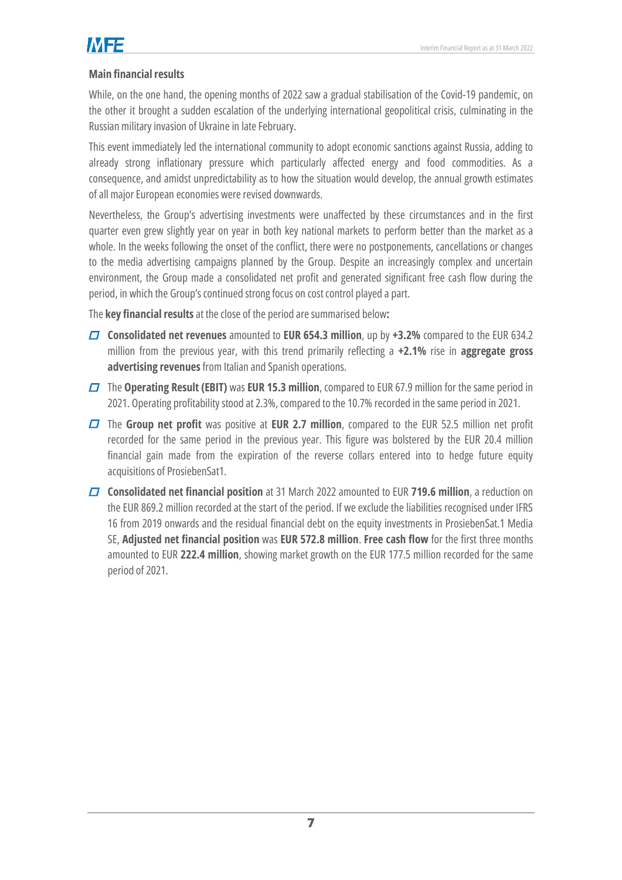## Main financial results

While, on the one hand, the opening months of 2022 saw a gradual stabilisation of the Covid-19 pandemic, on the other it brought a sudden escalation of the underlying international geopolitical crisis, culminating in the Russian military invasion of Ukraine in late February.

This event immediately led the international community to adopt economic sanctions against Russia, adding to already strong inflationary pressure which particularly affected energy and food commodities. As a consequence, and amidst unpredictability as to how the situation would develop, the annual growth estimates of all major European economies were revised downwards.

Nevertheless, the Group's advertising investments were unaffected by these circumstances and in the first quarter even grew slightly year on year in both key national markets to perform better than the market as a whole. In the weeks following the onset of the conflict, there were no postponements, cancellations or changes to the media advertising campaigns planned by the Group. Despite an increasingly complex and uncertain environment, the Group made a consolidated net profit and generated significant free cash flow during the period, in which the Group's continued strong focus on cost control played a part.

The **key financial results** at the close of the period are summarised below**:**

- **Consolidated net revenues** amounted to **EUR 654.3 million**, up by **+3.2%** compared to the EUR 634.2 million from the previous year, with this trend primarily reflecting a **+2.1%** rise in **aggregate gross advertising revenues** from Italian and Spanish operations.
- The **Operating Result (EBIT)** was **EUR 15.3 million**, compared to EUR 67.9 million for the same period in 2021. Operating profitability stood at 2.3%, compared to the 10.7% recorded in the same period in 2021.
- The **Group net profit** was positive at **EUR 2.7 million**, compared to the EUR 52.5 million net profit recorded for the same period in the previous year. This figure was bolstered by the EUR 20.4 million financial gain made from the expiration of the reverse collars entered into to hedge future equity acquisitions of ProsiebenSat1.
- **Consolidated net financial position** at 31 March 2022 amounted to EUR **719.6 million**, a reduction on the EUR 869.2 million recorded at the start of the period. If we exclude the liabilities recognised under IFRS 16 from 2019 onwards and the residual financial debt on the equity investments in ProsiebenSat.1 Media SE, **Adjusted net financial position** was **EUR 572.8 million**. **Free cash flow** for the first three months amounted to EUR **222.4 million**, showing market growth on the EUR 177.5 million recorded for the same period of 2021.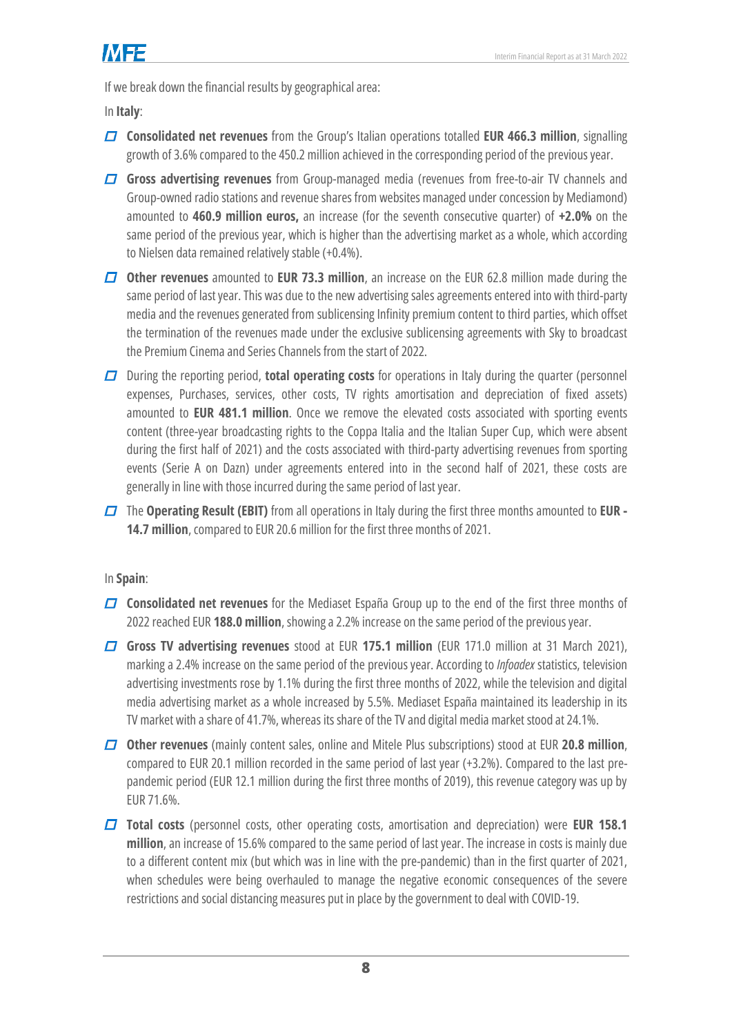If we break down the financial results by geographical area:

In **Italy**:

- **Consolidated net revenues** from the Group's Italian operations totalled **EUR 466.3 million**, signalling growth of 3.6% compared to the 450.2 million achieved in the corresponding period of the previous year.
- **Gross advertising revenues** from Group-managed media (revenues from free-to-air TV channels and Group-owned radio stations and revenue shares from websites managed under concession by Mediamond) amounted to **460.9 million euros,** an increase (for the seventh consecutive quarter) of **+2.0%** on the same period of the previous year, which is higher than the advertising market as a whole, which according to Nielsen data remained relatively stable (+0.4%).
- **Other revenues** amounted to **EUR 73.3 million**, an increase on the EUR 62.8 million made during the same period of last year. This was due to the new advertising sales agreements entered into with third-party media and the revenues generated from sublicensing Infinity premium content to third parties, which offset the termination of the revenues made under the exclusive sublicensing agreements with Sky to broadcast the Premium Cinema and Series Channels from the start of 2022.
- During the reporting period, **total operating costs** for operations in Italy during the quarter (personnel expenses, Purchases, services, other costs, TV rights amortisation and depreciation of fixed assets) amounted to **EUR 481.1 million**. Once we remove the elevated costs associated with sporting events content (three-year broadcasting rights to the Coppa Italia and the Italian Super Cup, which were absent during the first half of 2021) and the costs associated with third-party advertising revenues from sporting events (Serie A on Dazn) under agreements entered into in the second half of 2021, these costs are generally in line with those incurred during the same period of last year.
- The **Operating Result (EBIT)** from all operations in Italy during the first three months amounted to **EUR -14.7 million**, compared to EUR 20.6 million for the first three months of 2021.

In **Spain**:

- **Consolidated net revenues** for the Mediaset España Group up to the end of the first three months of 2022 reached EUR **188.0 million**, showing a 2.2% increase on the same period of the previous year.
- **Gross TV advertising revenues** stood at EUR **175.1 million** (EUR 171.0 million at 31 March 2021), marking a 2.4% increase on the same period of the previous year. According to *Infoadex* statistics, television advertising investments rose by 1.1% during the first three months of 2022, while the television and digital media advertising market as a whole increased by 5.5%. Mediaset España maintained its leadership in its TV market with a share of 41.7%, whereas its share of the TV and digital media market stood at 24.1%.
- **Other revenues** (mainly content sales, online and Mitele Plus subscriptions) stood at EUR **20.8 million**, compared to EUR 20.1 million recorded in the same period of last year (+3.2%). Compared to the last pre-pandemic period (EUR 12.1 million during the first three months of 2019), this revenue category was up by EUR 71.6%.
- **Total costs** (personnel costs, other operating costs, amortisation and depreciation) were **EUR 158.1 million**, an increase of 15.6% compared to the same period of last year. The increase in costs is mainly due to a different content mix (but which was in line with the pre-pandemic) than in the first quarter of 2021, when schedules were being overhauled to manage the negative economic consequences of the severe restrictions and social distancing measures put in place by the government to deal with COVID-19.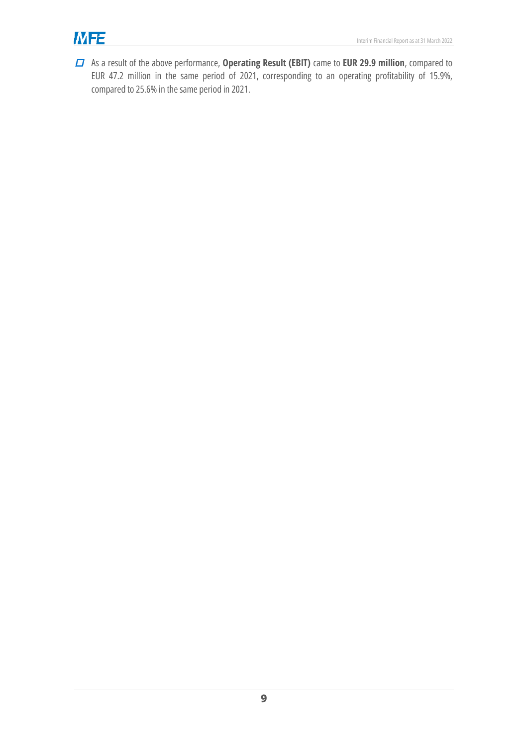- As a result of the above performance, **Operating Result (EBIT)** came to **EUR 29.9 million**, compared to EUR 47.2 million in the same period of 2021, corresponding to an operating profitability of 15.9%, compared to 25.6% in the same period in 2021.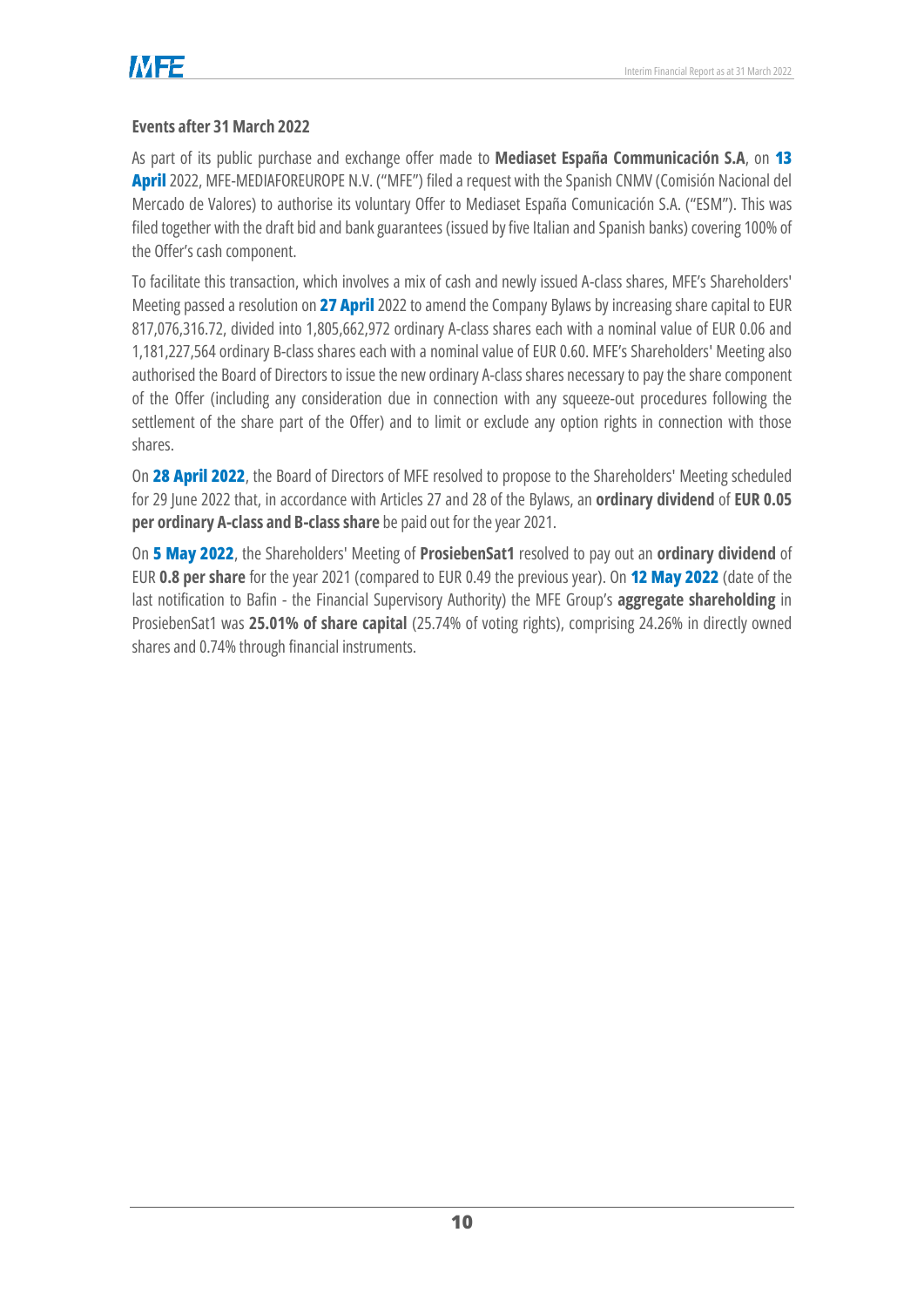### Events after 31 March 2022

As part of its public purchase and exchange offer made to **Mediaset España Communicación S.A**, on **13 April** 2022, MFE-MEDIAFOREUROPE N.V. ("MFE") filed a request with the Spanish CNMV (Comisión Nacional del Mercado de Valores) to authorise its voluntary Offer to Mediaset España Comunicación S.A. ("ESM"). This was filed together with the draft bid and bank guarantees (issued by five Italian and Spanish banks) covering 100% of the Offer's cash component.

To facilitate this transaction, which involves a mix of cash and newly issued A-class shares, MFE's Shareholders' Meeting passed a resolution on **27 April** 2022 to amend the Company Bylaws by increasing share capital to EUR 817,076,316.72, divided into 1,805,662,972 ordinary A-class shares each with a nominal value of EUR 0.06 and 1,181,227,564 ordinary B-class shares each with a nominal value of EUR 0.60. MFE's Shareholders' Meeting also authorised the Board of Directors to issue the new ordinary A-class shares necessary to pay the share component of the Offer (including any consideration due in connection with any squeeze-out procedures following the settlement of the share part of the Offer) and to limit or exclude any option rights in connection with those shares.

On **28 April 2022**, the Board of Directors of MFE resolved to propose to the Shareholders' Meeting scheduled for 29 June 2022 that, in accordance with Articles 27 and 28 of the Bylaws, an **ordinary dividend** of **EUR 0.05 per ordinary A-class and B-class share** be paid out for the year 2021.

On **5 May 2022**, the Shareholders' Meeting of **ProsiebenSat1** resolved to pay out an **ordinary dividend** of EUR **0.8 per share** for the year 2021 (compared to EUR 0.49 the previous year). On **12 May 2022** (date of the last notification to Bafin - the Financial Supervisory Authority) the MFE Group's **aggregate shareholding** in ProsiebenSat1 was **25.01% of share capital** (25.74% of voting rights), comprising 24.26% in directly owned shares and 0.74% through financial instruments.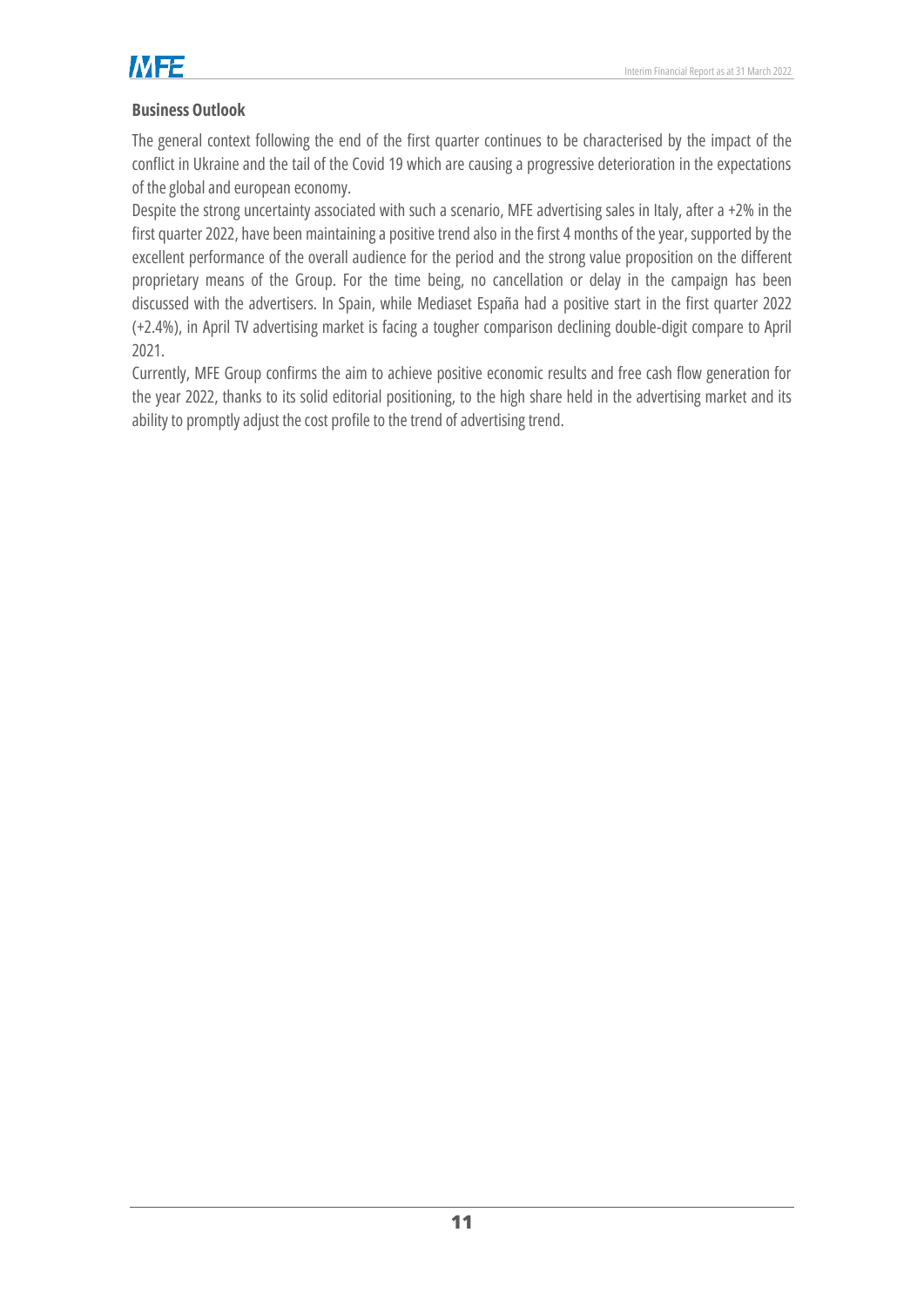## Business Outlook

The general context following the end of the first quarter continues to be characterised by the impact of the conflict in Ukraine and the tail of the Covid 19 which are causing a progressive deterioration in the expectations of the global and european economy.

Despite the strong uncertainty associated with such a scenario, MFE advertising sales in Italy, after a +2% in the first quarter 2022, have been maintaining a positive trend also in the first 4 months of the year, supported by the excellent performance of the overall audience for the period and the strong value proposition on the different proprietary means of the Group. For the time being, no cancellation or delay in the campaign has been discussed with the advertisers. In Spain, while Mediaset España had a positive start in the first quarter 2022 (+2.4%), in April TV advertising market is facing a tougher comparison declining double-digit compare to April 2021.

Currently, MFE Group confirms the aim to achieve positive economic results and free cash flow generation for the year 2022, thanks to its solid editorial positioning, to the high share held in the advertising market and its ability to promptly adjust the cost profile to the trend of advertising trend.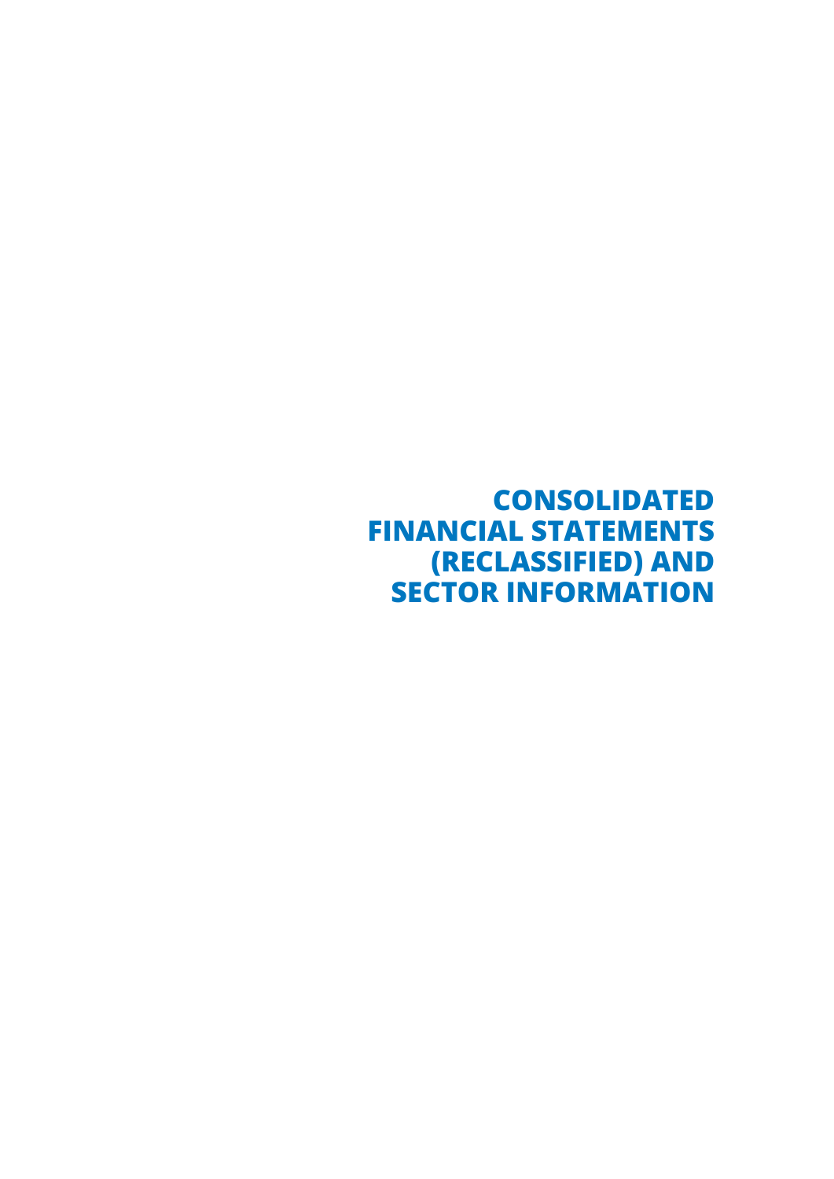# CONSOLIDATED FINANCIAL STATEMENTS (RECLASSIFIED) AND SECTOR INFORMATION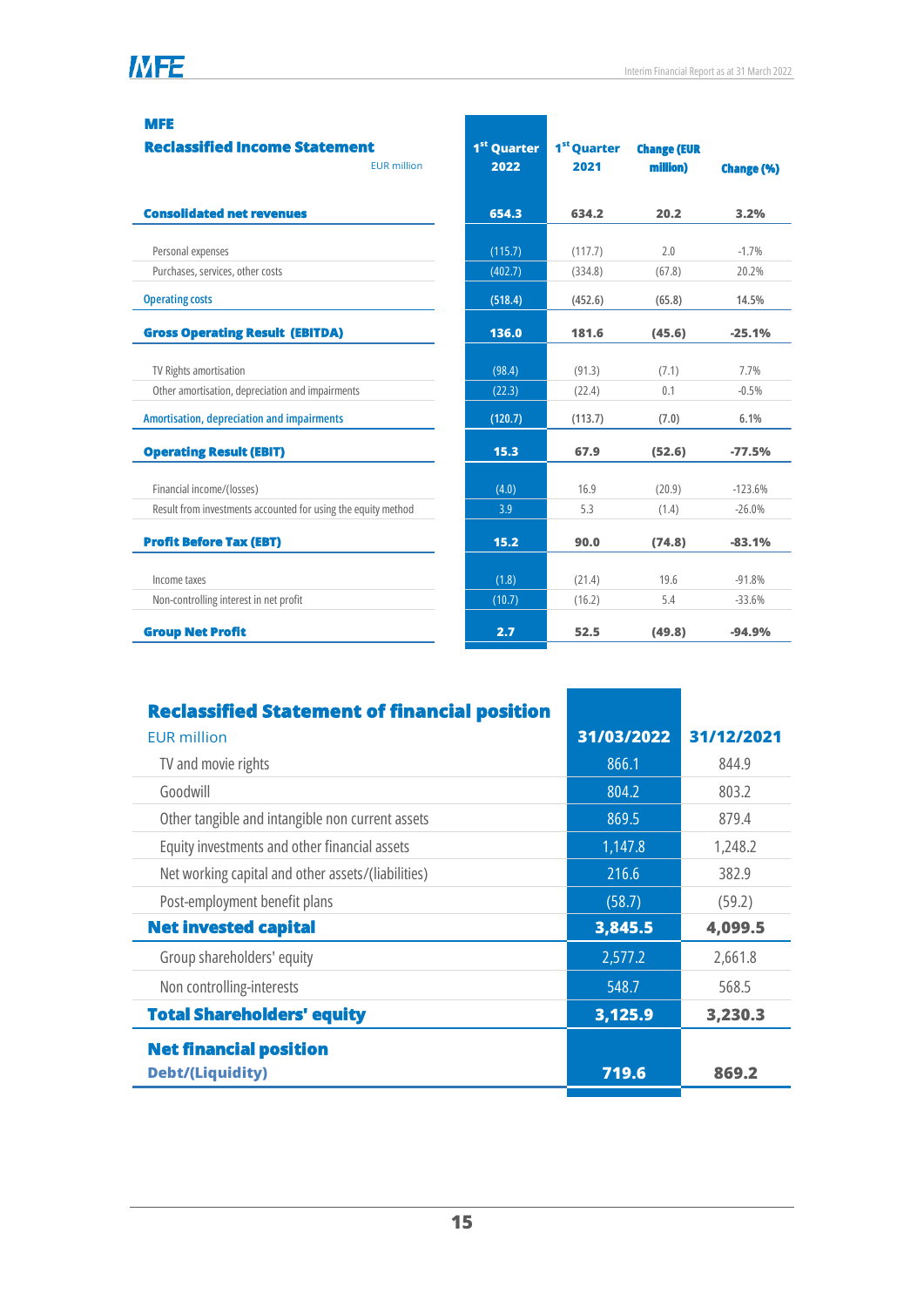## MFE

### Reclassified Income Statement

| EUR million | 1st Quarter 2022 | 1st Quarter 2021 | Change (EUR million) | Change (%) |
|---|---|---|---|---|
| **Consolidated net revenues** | **654.3** | **634.2** | **20.2** | **3.2%** |
| Personal expenses | (115.7) | (117.7) | 2.0 | -1.7% |
| Purchases, services, other costs | (402.7) | (334.8) | (67.8) | 20.2% |
| Operating costs | (518.4) | (452.6) | (65.8) | 14.5% |
| **Gross Operating Result (EBITDA)** | **136.0** | **181.6** | **(45.6)** | **-25.1%** |
| TV Rights amortisation | (98.4) | (91.3) | (7.1) | 7.7% |
| Other amortisation, depreciation and impairments | (22.3) | (22.4) | 0.1 | -0.5% |
| Amortisation, depreciation and impairments | (120.7) | (113.7) | (7.0) | 6.1% |
| **Operating Result (EBIT)** | **15.3** | **67.9** | **(52.6)** | **-77.5%** |
| Financial income/(losses) | (4.0) | 16.9 | (20.9) | -123.6% |
| Result from investments accounted for using the equity method | 3.9 | 5.3 | (1.4) | -26.0% |
| **Profit Before Tax (EBT)** | **15.2** | **90.0** | **(74.8)** | **-83.1%** |
| Income taxes | (1.8) | (21.4) | 19.6 | -91.8% |
| Non-controlling interest in net profit | (10.7) | (16.2) | 5.4 | -33.6% |
| **Group Net Profit** | **2.7** | **52.5** | **(49.8)** | **-94.9%** |

### Reclassified Statement of financial position

| EUR million | 31/03/2022 | 31/12/2021 |
|---|---|---|
| TV and movie rights | 866.1 | 844.9 |
| Goodwill | 804.2 | 803.2 |
| Other tangible and intangible non current assets | 869.5 | 879.4 |
| Equity investments and other financial assets | 1,147.8 | 1,248.2 |
| Net working capital and other assets/(liabilities) | 216.6 | 382.9 |
| Post-employment benefit plans | (58.7) | (59.2) |
| **Net invested capital** | **3,845.5** | **4,099.5** |
| Group shareholders' equity | 2,577.2 | 2,661.8 |
| Non controlling-interests | 548.7 | 568.5 |
| **Total Shareholders' equity** | **3,125.9** | **3,230.3** |
| **Net financial position Debt/(Liquidity)** | **719.6** | **869.2** |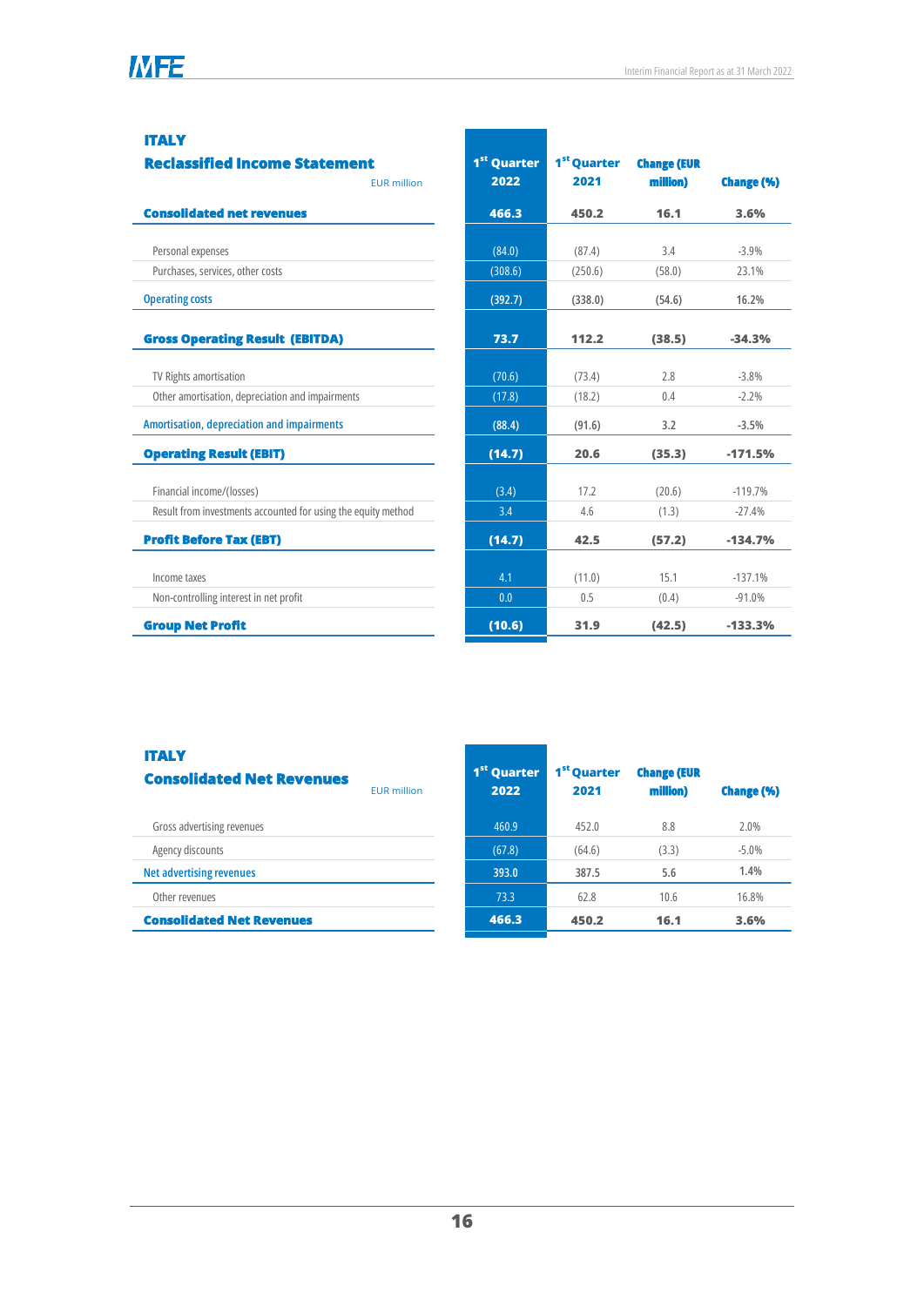## ITALY

### Reclassified Income Statement

| EUR million | 1st Quarter 2022 | 1st Quarter 2021 | Change (EUR million) | Change (%) |
|---|---|---|---|---|
| **Consolidated net revenues** | **466.3** | **450.2** | **16.1** | **3.6%** |
| Personal expenses | (84.0) | (87.4) | 3.4 | -3.9% |
| Purchases, services, other costs | (308.6) | (250.6) | (58.0) | 23.1% |
| **Operating costs** | **(392.7)** | **(338.0)** | **(54.6)** | **16.2%** |
| **Gross Operating Result (EBITDA)** | **73.7** | **112.2** | **(38.5)** | **-34.3%** |
| TV Rights amortisation | (70.6) | (73.4) | 2.8 | -3.8% |
| Other amortisation, depreciation and impairments | (17.8) | (18.2) | 0.4 | -2.2% |
| **Amortisation, depreciation and impairments** | **(88.4)** | **(91.6)** | **3.2** | **-3.5%** |
| **Operating Result (EBIT)** | **(14.7)** | **20.6** | **(35.3)** | **-171.5%** |
| Financial income/(losses) | (3.4) | 17.2 | (20.6) | -119.7% |
| Result from investments accounted for using the equity method | 3.4 | 4.6 | (1.3) | -27.4% |
| **Profit Before Tax (EBT)** | **(14.7)** | **42.5** | **(57.2)** | **-134.7%** |
| Income taxes | 4.1 | (11.0) | 15.1 | -137.1% |
| Non-controlling interest in net profit | 0.0 | 0.5 | (0.4) | -91.0% |
| **Group Net Profit** | **(10.6)** | **31.9** | **(42.5)** | **-133.3%** |

## ITALY

### Consolidated Net Revenues

| EUR million | 1st Quarter 2022 | 1st Quarter 2021 | Change (EUR million) | Change (%) |
|---|---|---|---|---|
| Gross advertising revenues | 460.9 | 452.0 | 8.8 | 2.0% |
| Agency discounts | (67.8) | (64.6) | (3.3) | -5.0% |
| **Net advertising revenues** | **393.0** | **387.5** | **5.6** | **1.4%** |
| Other revenues | 73.3 | 62.8 | 10.6 | 16.8% |
| **Consolidated Net Revenues** | **466.3** | **450.2** | **16.1** | **3.6%** |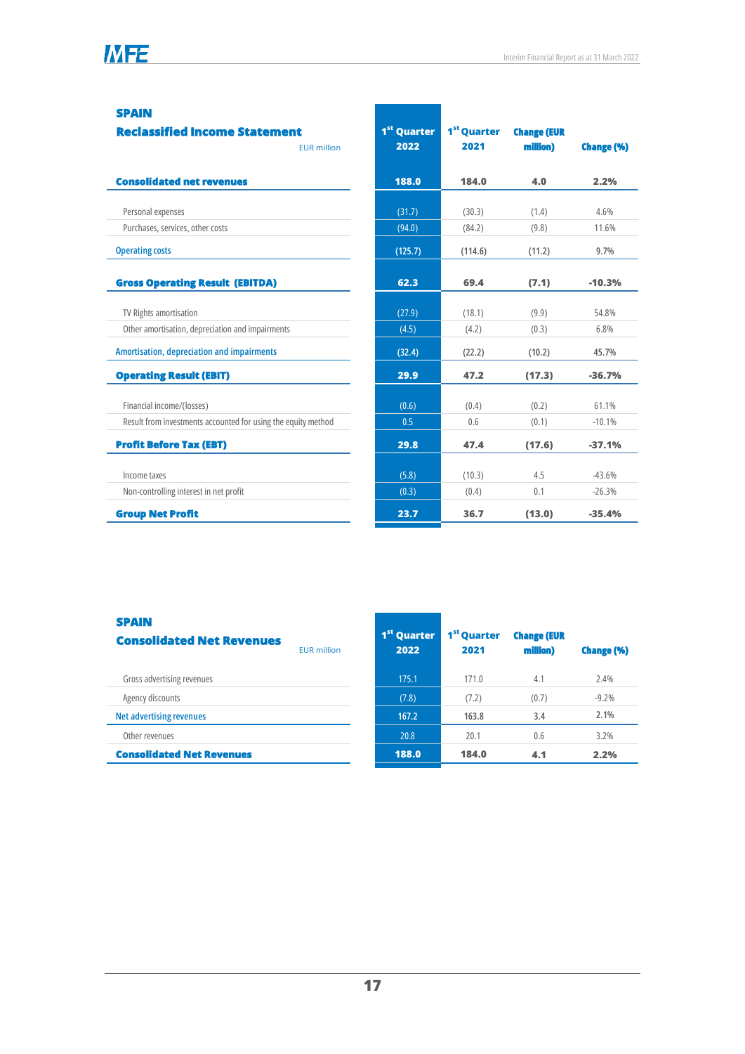## SPAIN

### Reclassified Income Statement

| EUR million | 1st Quarter 2022 | 1st Quarter 2021 | Change (EUR million) | Change (%) |
|---|---|---|---|---|
| **Consolidated net revenues** | **188.0** | **184.0** | **4.0** | **2.2%** |
| Personal expenses | (31.7) | (30.3) | (1.4) | 4.6% |
| Purchases, services, other costs | (94.0) | (84.2) | (9.8) | 11.6% |
| Operating costs | (125.7) | (114.6) | (11.2) | 9.7% |
| **Gross Operating Result (EBITDA)** | **62.3** | **69.4** | **(7.1)** | **-10.3%** |
| TV Rights amortisation | (27.9) | (18.1) | (9.9) | 54.8% |
| Other amortisation, depreciation and impairments | (4.5) | (4.2) | (0.3) | 6.8% |
| Amortisation, depreciation and impairments | (32.4) | (22.2) | (10.2) | 45.7% |
| **Operating Result (EBIT)** | **29.9** | **47.2** | **(17.3)** | **-36.7%** |
| Financial income/(losses) | (0.6) | (0.4) | (0.2) | 61.1% |
| Result from investments accounted for using the equity method | 0.5 | 0.6 | (0.1) | -10.1% |
| **Profit Before Tax (EBT)** | **29.8** | **47.4** | **(17.6)** | **-37.1%** |
| Income taxes | (5.8) | (10.3) | 4.5 | -43.6% |
| Non-controlling interest in net profit | (0.3) | (0.4) | 0.1 | -26.3% |
| **Group Net Profit** | **23.7** | **36.7** | **(13.0)** | **-35.4%** |

## SPAIN

### Consolidated Net Revenues

| EUR million | 1st Quarter 2022 | 1st Quarter 2021 | Change (EUR million) | Change (%) |
|---|---|---|---|---|
| Gross advertising revenues | 175.1 | 171.0 | 4.1 | 2.4% |
| Agency discounts | (7.8) | (7.2) | (0.7) | -9.2% |
| Net advertising revenues | 167.2 | 163.8 | 3.4 | 2.1% |
| Other revenues | 20.8 | 20.1 | 0.6 | 3.2% |
| **Consolidated Net Revenues** | **188.0** | **184.0** | **4.1** | **2.2%** |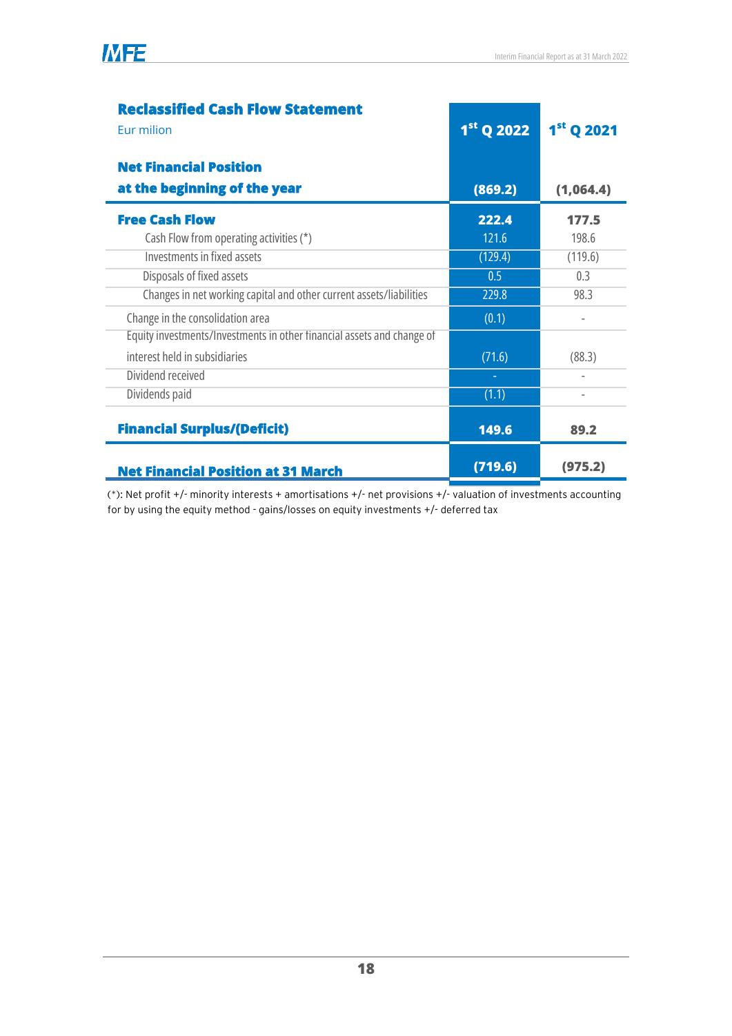| **Reclassified Cash Flow Statement**<br>Eur milion | **1st Q 2022** | **1st Q 2021** |
|---|---|---|
| **Net Financial Position at the beginning of the year** | **(869.2)** | **(1,064.4)** |
| **Free Cash Flow** | **222.4** | **177.5** |
| Cash Flow from operating activities (*) | 121.6 | 198.6 |
| Investments in fixed assets | (129.4) | (119.6) |
| Disposals of fixed assets | 0.5 | 0.3 |
| Changes in net working capital and other current assets/liabilities | 229.8 | 98.3 |
| Change in the consolidation area | (0.1) | - |
| Equity investments/Investments in other financial assets and change of interest held in subsidiaries | (71.6) | (88.3) |
| Dividend received | - | - |
| Dividends paid | (1.1) | - |
| **Financial Surplus/(Deficit)** | **149.6** | **89.2** |
| **Net Financial Position at 31 March** | **(719.6)** | **(975.2)** |

(*): Net profit +/- minority interests + amortisations +/- net provisions +/- valuation of investments accounting for by using the equity method - gains/losses on equity investments +/- deferred tax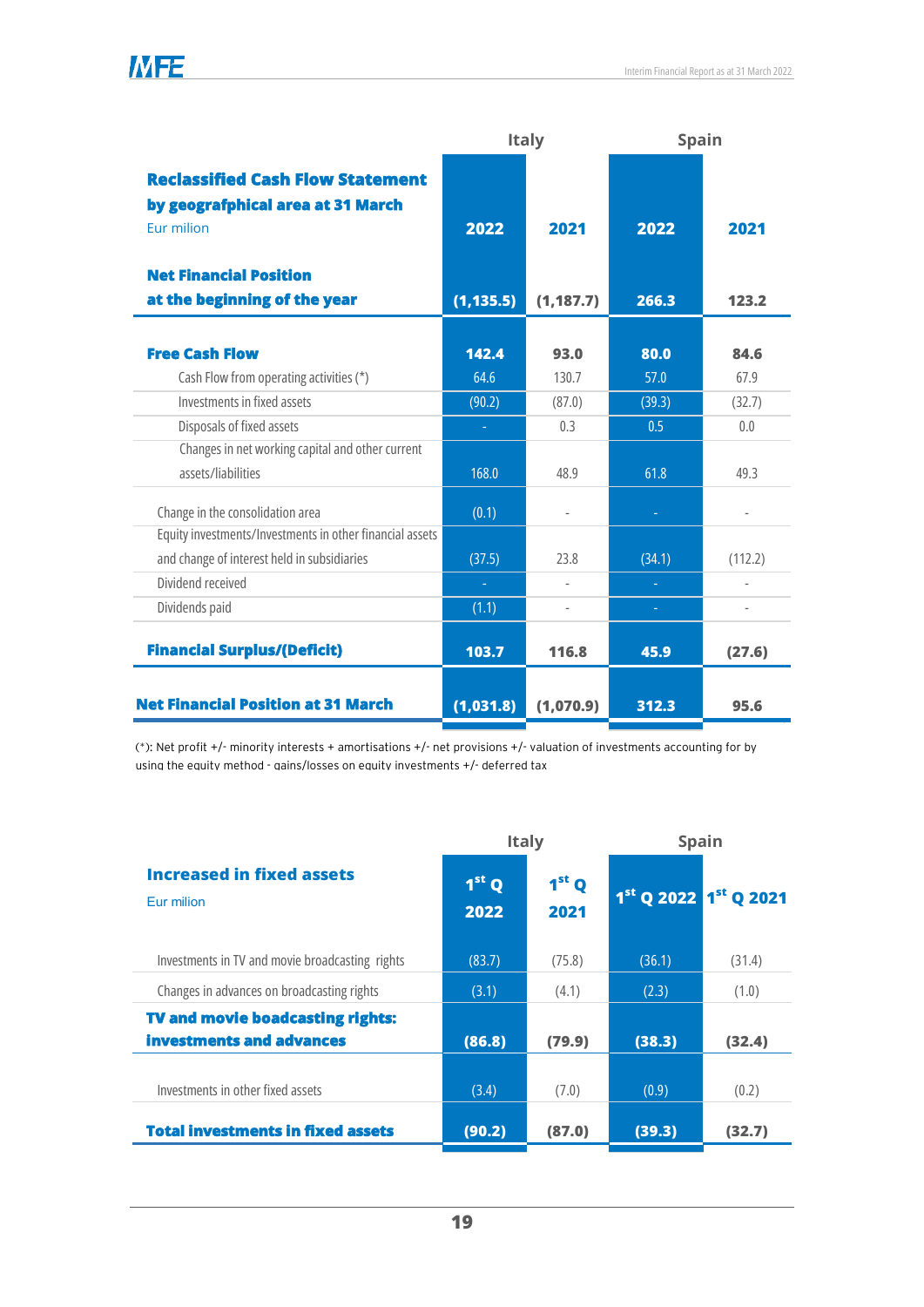| **Reclassified Cash Flow Statement by geografphical area at 31 March** Eur milion | Italy | | Spain | |
|---|---|---|---|---|
| | **2022** | **2021** | **2022** | **2021** |
| **Net Financial Position at the beginning of the year** | **(1,135.5)** | **(1,187.7)** | **266.3** | **123.2** |
| **Free Cash Flow** | **142.4** | **93.0** | **80.0** | **84.6** |
| Cash Flow from operating activities (*) | 64.6 | 130.7 | 57.0 | 67.9 |
| Investments in fixed assets | (90.2) | (87.0) | (39.3) | (32.7) |
| Disposals of fixed assets | - | 0.3 | 0.5 | 0.0 |
| Changes in net working capital and other current assets/liabilities | 168.0 | 48.9 | 61.8 | 49.3 |
| Change in the consolidation area | (0.1) | - | - | - |
| Equity investments/Investments in other financial assets and change of interest held in subsidiaries | (37.5) | 23.8 | (34.1) | (112.2) |
| Dividend received | - | - | - | - |
| Dividends paid | (1.1) | - | - | - |
| **Financial Surplus/(Deficit)** | **103.7** | **116.8** | **45.9** | **(27.6)** |
| **Net Financial Position at 31 March** | **(1,031.8)** | **(1,070.9)** | **312.3** | **95.6** |

(*): Net profit +/- minority interests + amortisations +/- net provisions +/- valuation of investments accounting for by using the equity method - gains/losses on equity investments +/- deferred tax

| **Increased in fixed assets** Eur milion | Italy | | Spain | |
|---|---|---|---|---|
| | **1st Q 2022** | **1st Q 2021** | **1st Q 2022** | **1st Q 2021** |
| Investments in TV and movie broadcasting rights | (83.7) | (75.8) | (36.1) | (31.4) |
| Changes in advances on broadcasting rights | (3.1) | (4.1) | (2.3) | (1.0) |
| **TV and movie boadcasting rights: investments and advances** | **(86.8)** | **(79.9)** | **(38.3)** | **(32.4)** |
| Investments in other fixed assets | (3.4) | (7.0) | (0.9) | (0.2) |
| **Total investments in fixed assets** | **(90.2)** | **(87.0)** | **(39.3)** | **(32.7)** |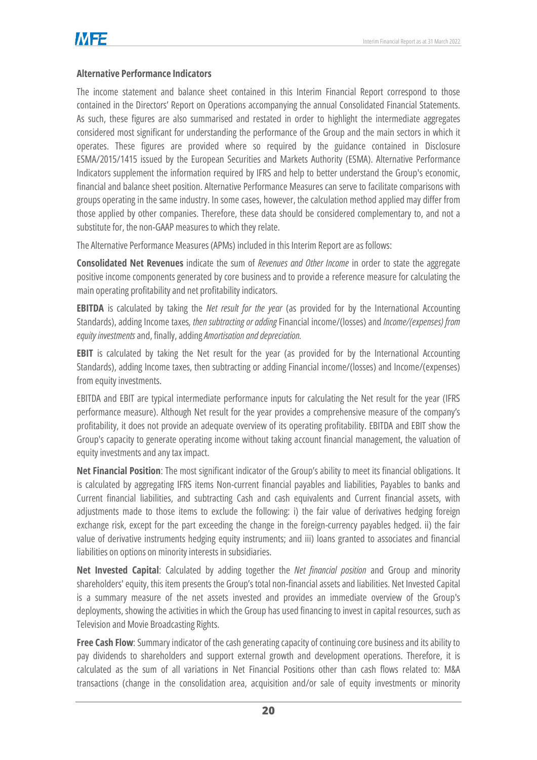**Alternative Performance Indicators**

The income statement and balance sheet contained in this Interim Financial Report correspond to those contained in the Directors' Report on Operations accompanying the annual Consolidated Financial Statements. As such, these figures are also summarised and restated in order to highlight the intermediate aggregates considered most significant for understanding the performance of the Group and the main sectors in which it operates. These figures are provided where so required by the guidance contained in Disclosure ESMA/2015/1415 issued by the European Securities and Markets Authority (ESMA). Alternative Performance Indicators supplement the information required by IFRS and help to better understand the Group's economic, financial and balance sheet position. Alternative Performance Measures can serve to facilitate comparisons with groups operating in the same industry. In some cases, however, the calculation method applied may differ from those applied by other companies. Therefore, these data should be considered complementary to, and not a substitute for, the non-GAAP measures to which they relate.

The Alternative Performance Measures (APMs) included in this Interim Report are as follows:

**Consolidated Net Revenues** indicate the sum of *Revenues and Other Income* in order to state the aggregate positive income components generated by core business and to provide a reference measure for calculating the main operating profitability and net profitability indicators.

**EBITDA** is calculated by taking the *Net result for the year* (as provided for by the International Accounting Standards), adding Income taxes*, then subtracting or adding* Financial income/(losses) and *Income/(expenses) from equity investments* and, finally, adding *Amortisation and depreciation*.

**EBIT** is calculated by taking the Net result for the year (as provided for by the International Accounting Standards), adding Income taxes, then subtracting or adding Financial income/(losses) and Income/(expenses) from equity investments.

EBITDA and EBIT are typical intermediate performance inputs for calculating the Net result for the year (IFRS performance measure). Although Net result for the year provides a comprehensive measure of the company's profitability, it does not provide an adequate overview of its operating profitability. EBITDA and EBIT show the Group's capacity to generate operating income without taking account financial management, the valuation of equity investments and any tax impact.

**Net Financial Position**: The most significant indicator of the Group's ability to meet its financial obligations. It is calculated by aggregating IFRS items Non-current financial payables and liabilities, Payables to banks and Current financial liabilities, and subtracting Cash and cash equivalents and Current financial assets, with adjustments made to those items to exclude the following: i) the fair value of derivatives hedging foreign exchange risk, except for the part exceeding the change in the foreign-currency payables hedged. ii) the fair value of derivative instruments hedging equity instruments; and iii) loans granted to associates and financial liabilities on options on minority interests in subsidiaries.

**Net Invested Capital**: Calculated by adding together the *Net financial position* and Group and minority shareholders' equity, this item presents the Group's total non-financial assets and liabilities. Net Invested Capital is a summary measure of the net assets invested and provides an immediate overview of the Group's deployments, showing the activities in which the Group has used financing to invest in capital resources, such as Television and Movie Broadcasting Rights.

**Free Cash Flow**: Summary indicator of the cash generating capacity of continuing core business and its ability to pay dividends to shareholders and support external growth and development operations. Therefore, it is calculated as the sum of all variations in Net Financial Positions other than cash flows related to: M&A transactions (change in the consolidation area, acquisition and/or sale of equity investments or minority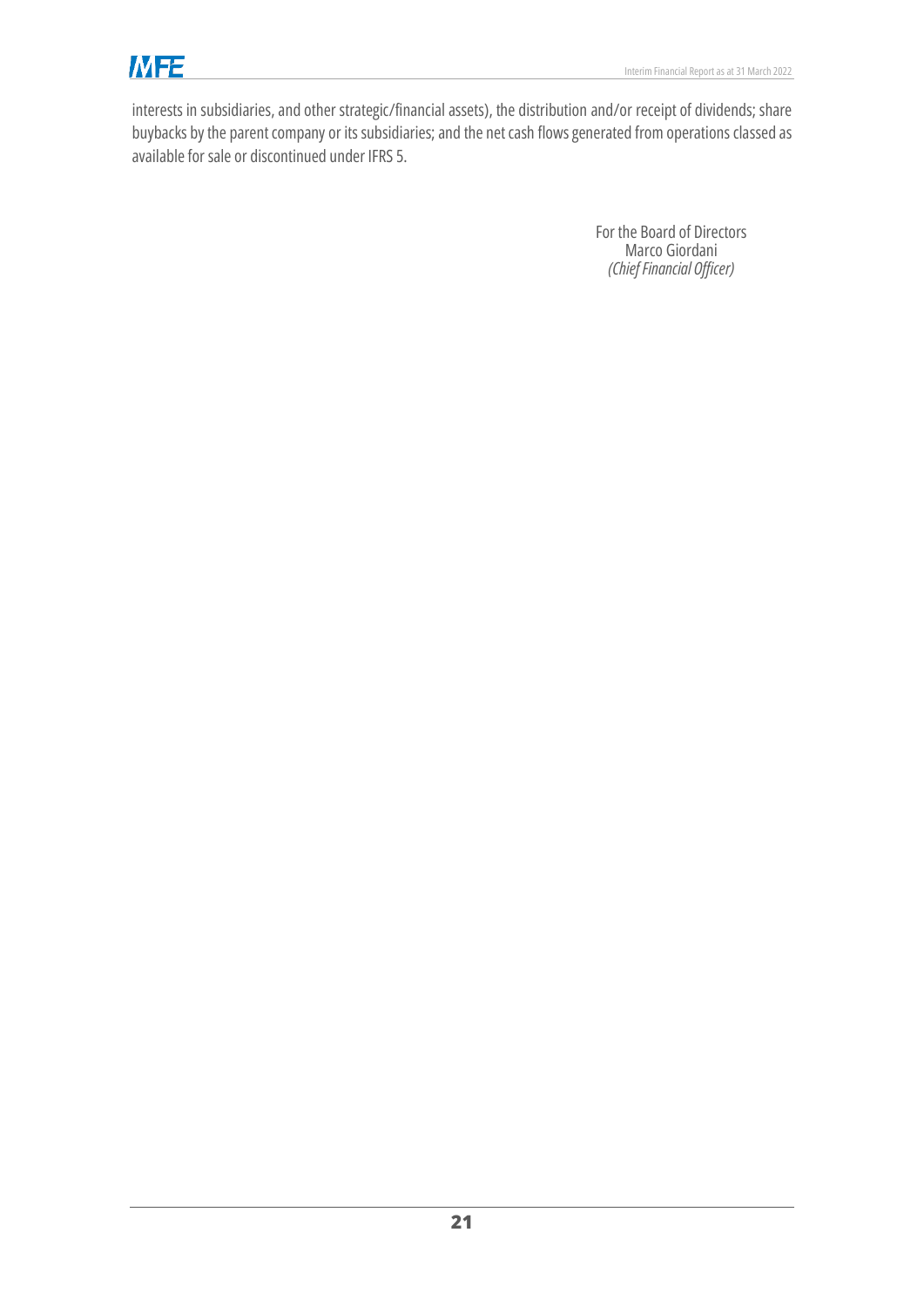interests in subsidiaries, and other strategic/financial assets), the distribution and/or receipt of dividends; share buybacks by the parent company or its subsidiaries; and the net cash flows generated from operations classed as available for sale or discontinued under IFRS 5.

For the Board of Directors
Marco Giordani
*(Chief Financial Officer)*